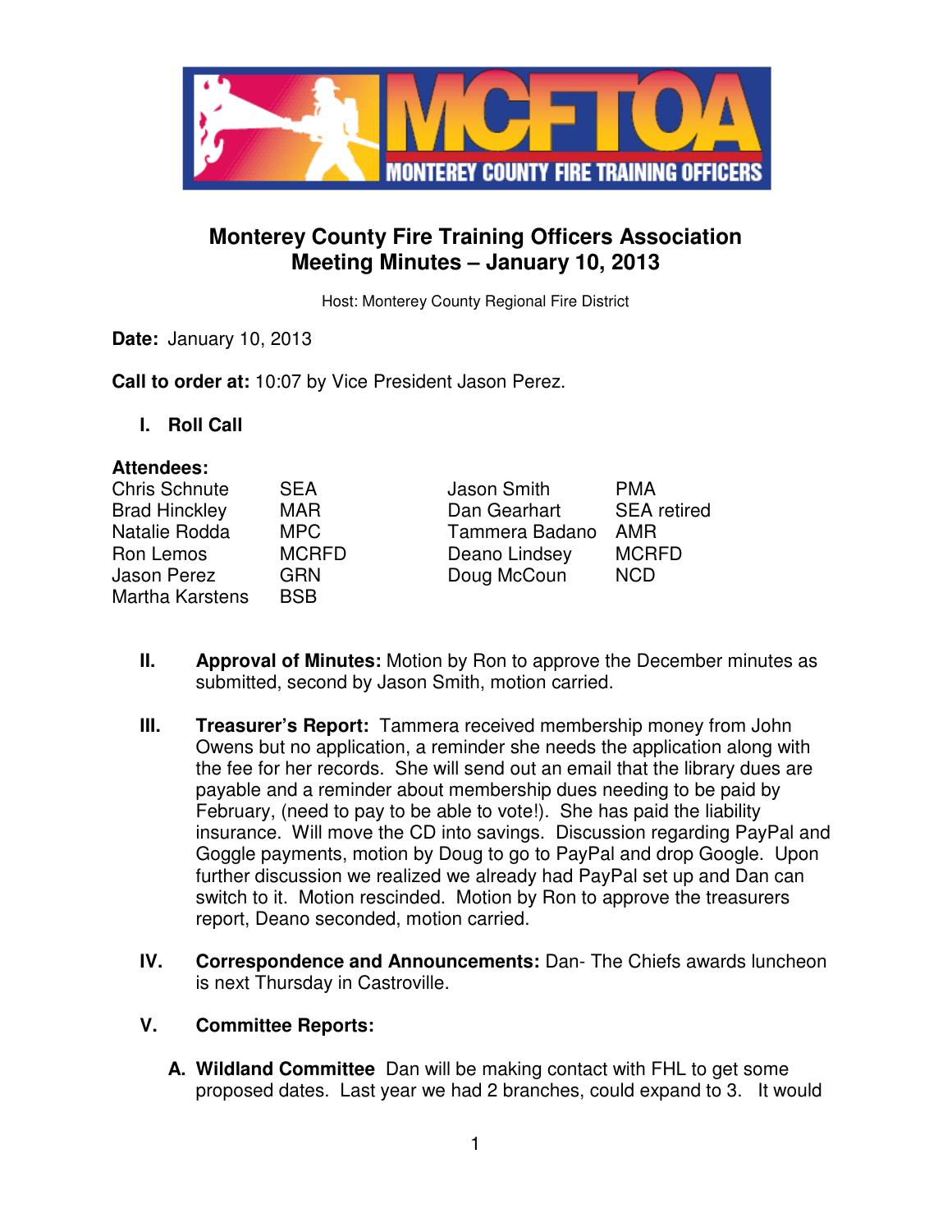# Monterey County Fire Training Officers Association
## Meeting Minutes – January 10, 2013

Host: Monterey County Regional Fire District

**Date:** January 10, 2013

**Call to order at:** 10:07 by Vice President Jason Perez.

### I. Roll Call

**Attendees:**

| | | | |
|---|---|---|---|
| Chris Schnute | SEA | Jason Smith | PMA |
| Brad Hinckley | MAR | Dan Gearhart | SEA retired |
| Natalie Rodda | MPC | Tammera Badano | AMR |
| Ron Lemos | MCRFD | Deano Lindsey | MCRFD |
| Jason Perez | GRN | Doug McCoun | NCD |
| Martha Karstens | BSB | | |

**II. Approval of Minutes:** Motion by Ron to approve the December minutes as submitted, second by Jason Smith, motion carried.

**III. Treasurer's Report:** Tammera received membership money from John Owens but no application, a reminder she needs the application along with the fee for her records. She will send out an email that the library dues are payable and a reminder about membership dues needing to be paid by February, (need to pay to be able to vote!). She has paid the liability insurance. Will move the CD into savings. Discussion regarding PayPal and Goggle payments, motion by Doug to go to PayPal and drop Google. Upon further discussion we realized we already had PayPal set up and Dan can switch to it. Motion rescinded. Motion by Ron to approve the treasurers report, Deano seconded, motion carried.

**IV. Correspondence and Announcements:** Dan- The Chiefs awards luncheon is next Thursday in Castroville.

**V. Committee Reports:**

**A. Wildland Committee** Dan will be making contact with FHL to get some proposed dates. Last year we had 2 branches, could expand to 3. It would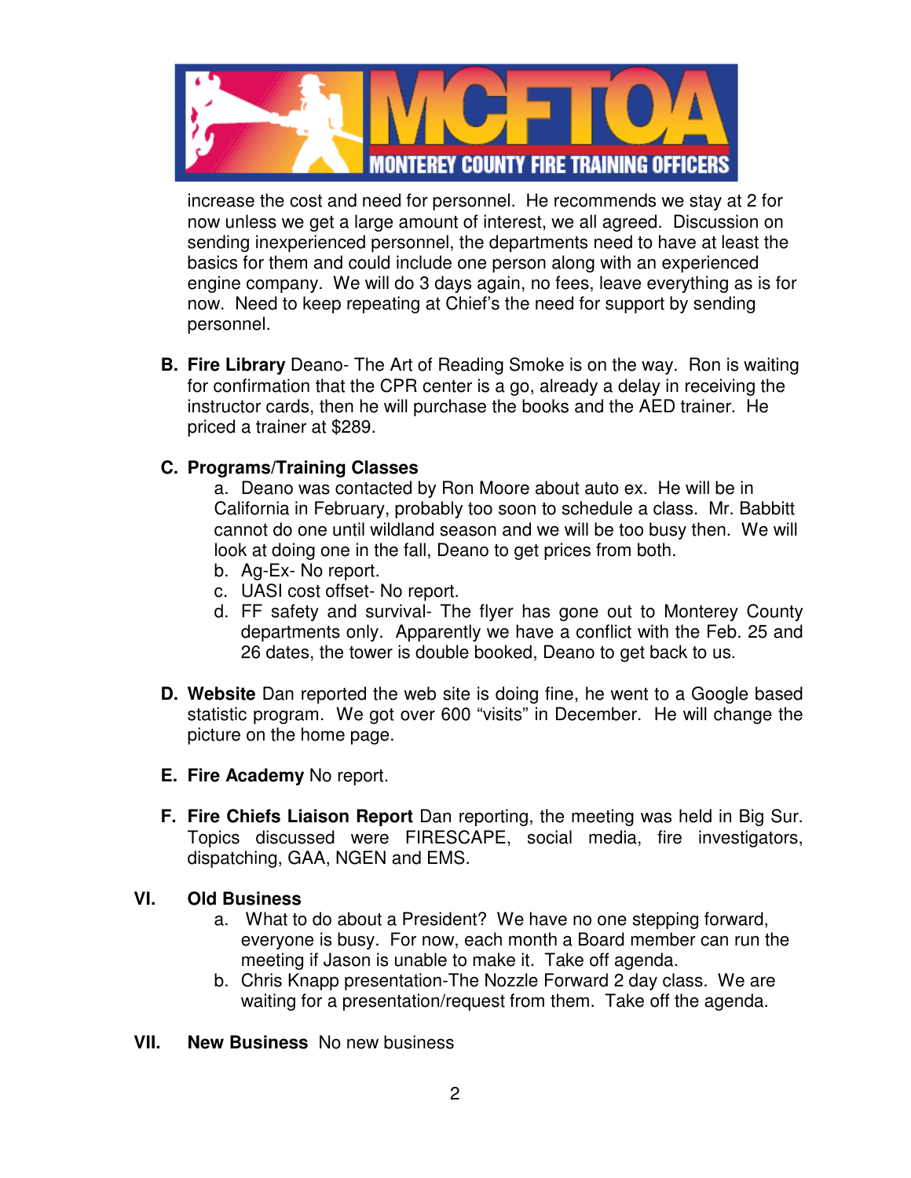increase the cost and need for personnel. He recommends we stay at 2 for now unless we get a large amount of interest, we all agreed. Discussion on sending inexperienced personnel, the departments need to have at least the basics for them and could include one person along with an experienced engine company. We will do 3 days again, no fees, leave everything as is for now. Need to keep repeating at Chief's the need for support by sending personnel.

**B. Fire Library** Deano- The Art of Reading Smoke is on the way. Ron is waiting for confirmation that the CPR center is a go, already a delay in receiving the instructor cards, then he will purchase the books and the AED trainer. He priced a trainer at $289.

**C. Programs/Training Classes**

a. Deano was contacted by Ron Moore about auto ex. He will be in California in February, probably too soon to schedule a class. Mr. Babbitt cannot do one until wildland season and we will be too busy then. We will look at doing one in the fall, Deano to get prices from both.
b. Ag-Ex- No report.
c. UASI cost offset- No report.
d. FF safety and survival- The flyer has gone out to Monterey County departments only. Apparently we have a conflict with the Feb. 25 and 26 dates, the tower is double booked, Deano to get back to us.

**D. Website** Dan reported the web site is doing fine, he went to a Google based statistic program. We got over 600 "visits" in December. He will change the picture on the home page.

**E. Fire Academy** No report.

**F. Fire Chiefs Liaison Report** Dan reporting, the meeting was held in Big Sur. Topics discussed were FIRESCAPE, social media, fire investigators, dispatching, GAA, NGEN and EMS.

## VI. Old Business

a. What to do about a President? We have no one stepping forward, everyone is busy. For now, each month a Board member can run the meeting if Jason is unable to make it. Take off agenda.
b. Chris Knapp presentation-The Nozzle Forward 2 day class. We are waiting for a presentation/request from them. Take off the agenda.

## VII. New Business

No new business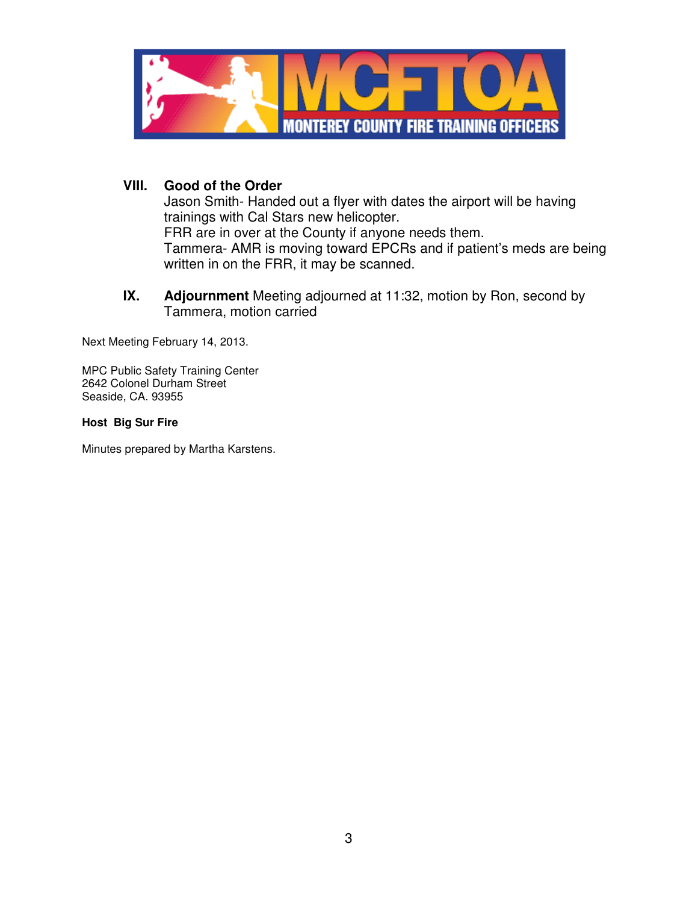**VIII. Good of the Order**

Jason Smith- Handed out a flyer with dates the airport will be having trainings with Cal Stars new helicopter.
FRR are in over at the County if anyone needs them.
Tammera- AMR is moving toward EPCRs and if patient's meds are being written in on the FRR, it may be scanned.

**IX. Adjournment** Meeting adjourned at 11:32, motion by Ron, second by Tammera, motion carried

Next Meeting February 14, 2013.

MPC Public Safety Training Center
2642 Colonel Durham Street
Seaside, CA. 93955

**Host Big Sur Fire**

Minutes prepared by Martha Karstens.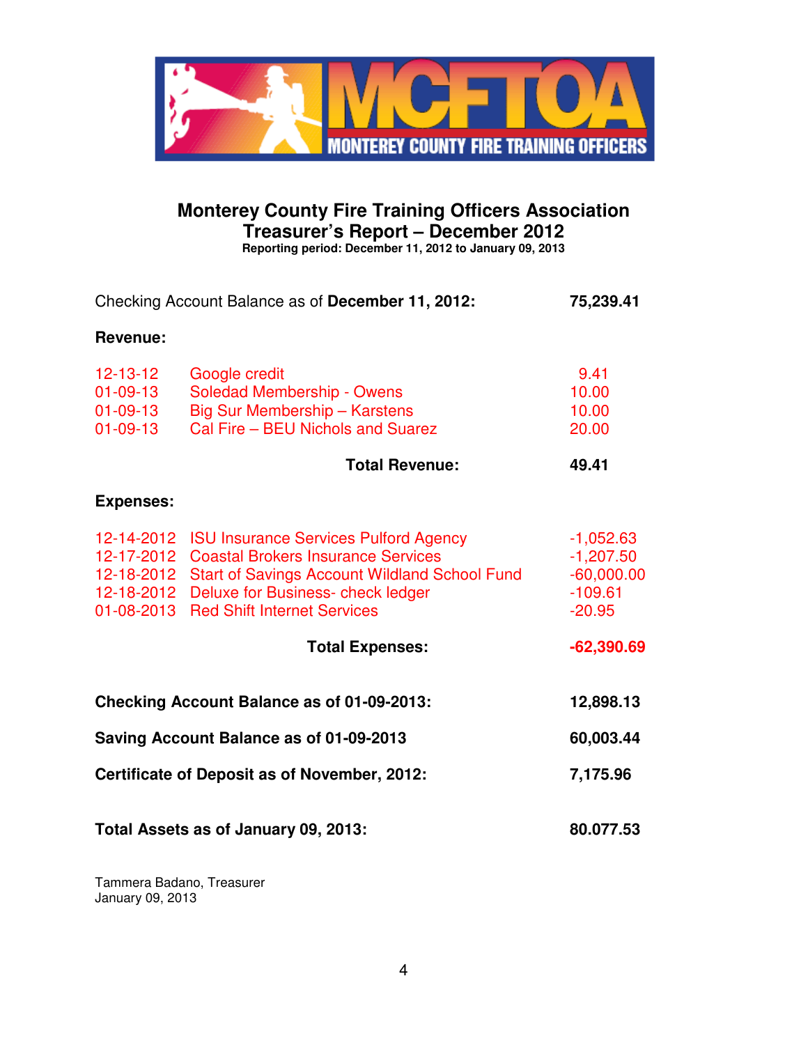MCFTOA
MONTEREY COUNTY FIRE TRAINING OFFICERS

# Monterey County Fire Training Officers Association
## Treasurer's Report – December 2012

**Reporting period: December 11, 2012 to January 09, 2013**

Checking Account Balance as of **December 11, 2012:** **75,239.41**

**Revenue:**

| | | |
|---|---|---|
| 12-13-12 | Google credit | 9.41 |
| 01-09-13 | Soledad Membership - Owens | 10.00 |
| 01-09-13 | Big Sur Membership – Karstens | 10.00 |
| 01-09-13 | Cal Fire – BEU Nichols and Suarez | 20.00 |
| | **Total Revenue:** | **49.41** |

**Expenses:**

| | | |
|---|---|---|
| 12-14-2012 | ISU Insurance Services Pulford Agency | -1,052.63 |
| 12-17-2012 | Coastal Brokers Insurance Services | -1,207.50 |
| 12-18-2012 | Start of Savings Account Wildland School Fund | -60,000.00 |
| 12-18-2012 | Deluxe for Business- check ledger | -109.61 |
| 01-08-2013 | Red Shift Internet Services | -20.95 |
| | **Total Expenses:** | **-62,390.69** |

**Checking Account Balance as of 01-09-2013:** **12,898.13**

**Saving Account Balance as of 01-09-2013** **60,003.44**

**Certificate of Deposit as of November, 2012:** **7,175.96**

**Total Assets as of January 09, 2013:** **80.077.53**

Tammera Badano, Treasurer
January 09, 2013